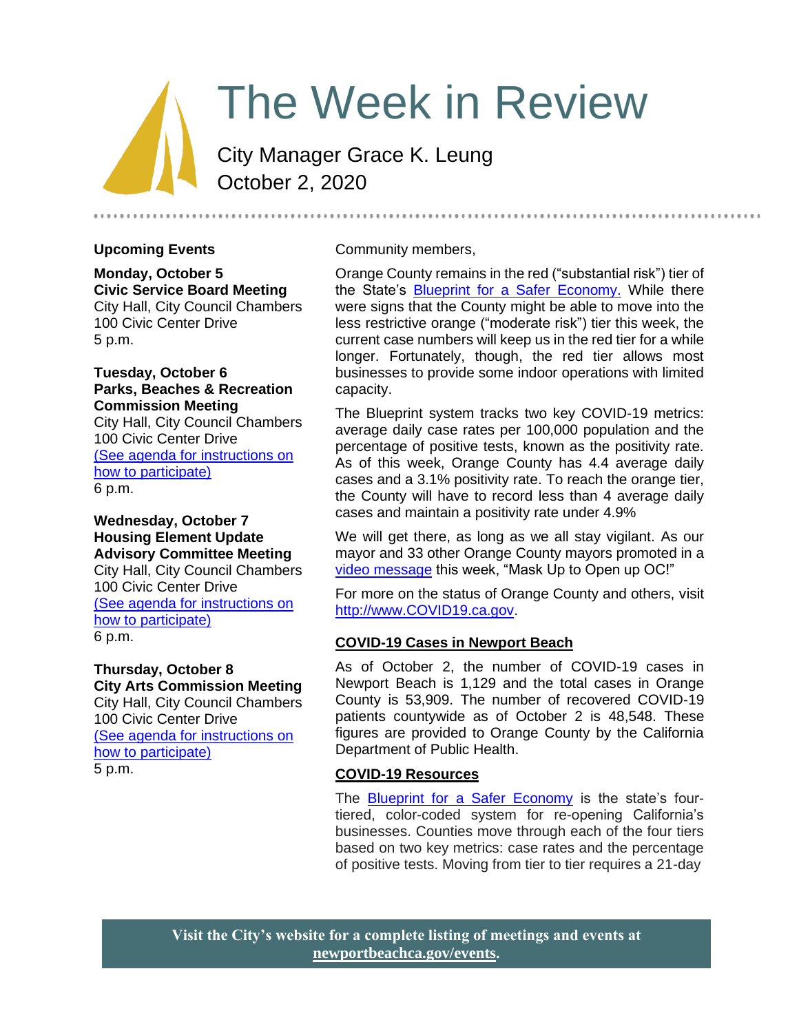# The Week in Review

City Manager Grace K. Leung
October 2, 2020

## Upcoming Events

**Monday, October 5**
**Civic Service Board Meeting**
City Hall, City Council Chambers
100 Civic Center Drive
5 p.m.

**Tuesday, October 6**
**Parks, Beaches & Recreation Commission Meeting**
City Hall, City Council Chambers
100 Civic Center Drive
(See agenda for instructions on how to participate)
6 p.m.

**Wednesday, October 7**
**Housing Element Update Advisory Committee Meeting**
City Hall, City Council Chambers
100 Civic Center Drive
(See agenda for instructions on how to participate)
6 p.m.

**Thursday, October 8**
**City Arts Commission Meeting**
City Hall, City Council Chambers
100 Civic Center Drive
(See agenda for instructions on how to participate)
5 p.m.

Community members,

Orange County remains in the red ("substantial risk") tier of the State's Blueprint for a Safer Economy. While there were signs that the County might be able to move into the less restrictive orange ("moderate risk") tier this week, the current case numbers will keep us in the red tier for a while longer. Fortunately, though, the red tier allows most businesses to provide some indoor operations with limited capacity.

The Blueprint system tracks two key COVID-19 metrics: average daily case rates per 100,000 population and the percentage of positive tests, known as the positivity rate. As of this week, Orange County has 4.4 average daily cases and a 3.1% positivity rate. To reach the orange tier, the County will have to record less than 4 average daily cases and maintain a positivity rate under 4.9%

We will get there, as long as we all stay vigilant. As our mayor and 33 other Orange County mayors promoted in a video message this week, "Mask Up to Open up OC!"

For more on the status of Orange County and others, visit http://www.COVID19.ca.gov.

## COVID-19 Cases in Newport Beach

As of October 2, the number of COVID-19 cases in Newport Beach is 1,129 and the total cases in Orange County is 53,909. The number of recovered COVID-19 patients countywide as of October 2 is 48,548. These figures are provided to Orange County by the California Department of Public Health.

## COVID-19 Resources

The Blueprint for a Safer Economy is the state's four-tiered, color-coded system for re-opening California's businesses. Counties move through each of the four tiers based on two key metrics: case rates and the percentage of positive tests. Moving from tier to tier requires a 21-day

**Visit the City's website for a complete listing of meetings and events at newportbeachca.gov/events.**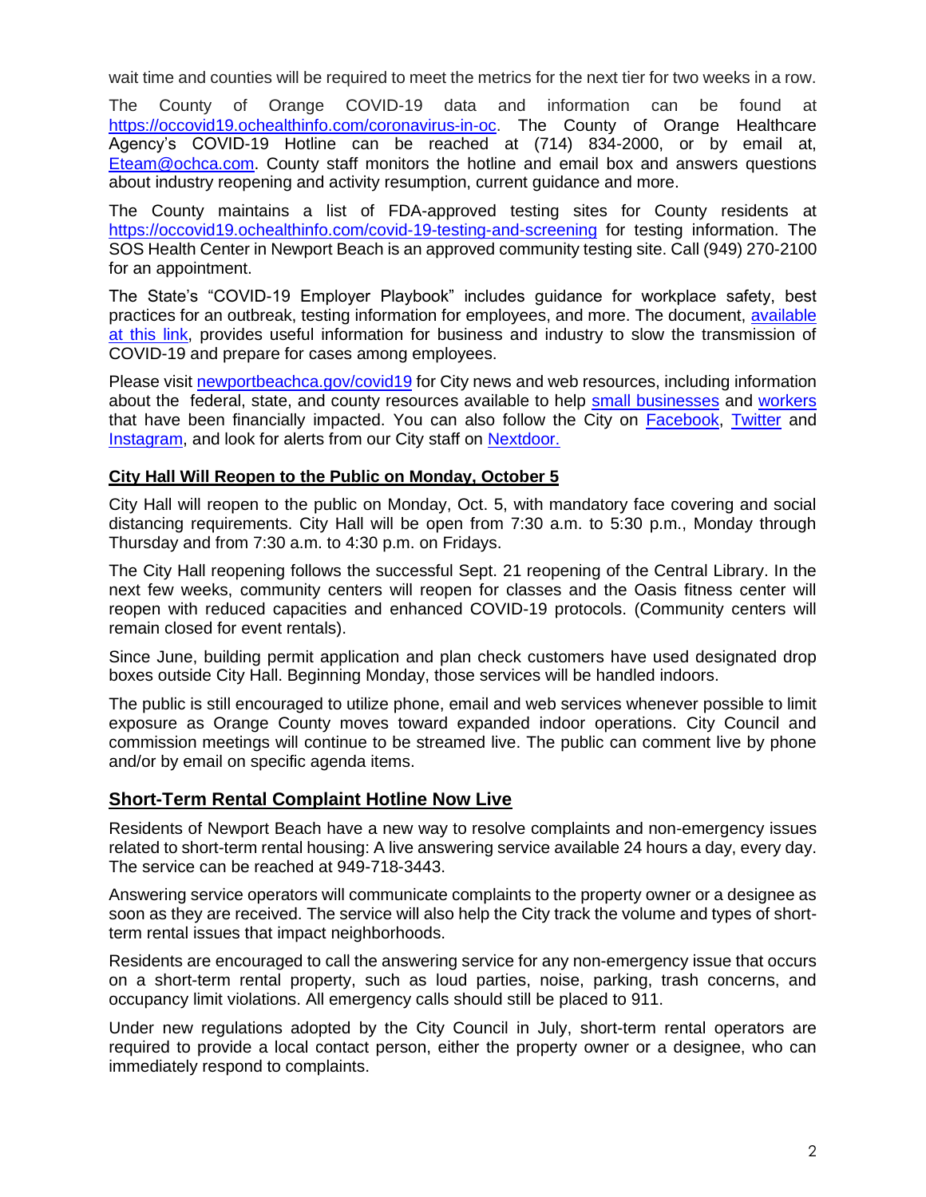wait time and counties will be required to meet the metrics for the next tier for two weeks in a row.

The County of Orange COVID-19 data and information can be found at [https://occovid19.ochealthinfo.com/coronavirus-in-oc](https://occovid19.ochealthinfo.com/coronavirus-in-oc). The County of Orange Healthcare Agency's COVID-19 Hotline can be reached at (714) 834-2000, or by email at, [Eteam@ochca.com](mailto:Eteam@ochca.com). County staff monitors the hotline and email box and answers questions about industry reopening and activity resumption, current guidance and more.

The County maintains a list of FDA-approved testing sites for County residents at [https://occovid19.ochealthinfo.com/covid-19-testing-and-screening](https://occovid19.ochealthinfo.com/covid-19-testing-and-screening) for testing information. The SOS Health Center in Newport Beach is an approved community testing site. Call (949) 270-2100 for an appointment.

The State's "COVID-19 Employer Playbook" includes guidance for workplace safety, best practices for an outbreak, testing information for employees, and more. The document, available at this link, provides useful information for business and industry to slow the transmission of COVID-19 and prepare for cases among employees.

Please visit newportbeachca.gov/covid19 for City news and web resources, including information about the federal, state, and county resources available to help small businesses and workers that have been financially impacted. You can also follow the City on Facebook, Twitter and Instagram, and look for alerts from our City staff on Nextdoor.

## City Hall Will Reopen to the Public on Monday, October 5

City Hall will reopen to the public on Monday, Oct. 5, with mandatory face covering and social distancing requirements. City Hall will be open from 7:30 a.m. to 5:30 p.m., Monday through Thursday and from 7:30 a.m. to 4:30 p.m. on Fridays.

The City Hall reopening follows the successful Sept. 21 reopening of the Central Library. In the next few weeks, community centers will reopen for classes and the Oasis fitness center will reopen with reduced capacities and enhanced COVID-19 protocols. (Community centers will remain closed for event rentals).

Since June, building permit application and plan check customers have used designated drop boxes outside City Hall. Beginning Monday, those services will be handled indoors.

The public is still encouraged to utilize phone, email and web services whenever possible to limit exposure as Orange County moves toward expanded indoor operations. City Council and commission meetings will continue to be streamed live. The public can comment live by phone and/or by email on specific agenda items.

## Short-Term Rental Complaint Hotline Now Live

Residents of Newport Beach have a new way to resolve complaints and non-emergency issues related to short-term rental housing: A live answering service available 24 hours a day, every day. The service can be reached at 949-718-3443.

Answering service operators will communicate complaints to the property owner or a designee as soon as they are received. The service will also help the City track the volume and types of short-term rental issues that impact neighborhoods.

Residents are encouraged to call the answering service for any non-emergency issue that occurs on a short-term rental property, such as loud parties, noise, parking, trash concerns, and occupancy limit violations. All emergency calls should still be placed to 911.

Under new regulations adopted by the City Council in July, short-term rental operators are required to provide a local contact person, either the property owner or a designee, who can immediately respond to complaints.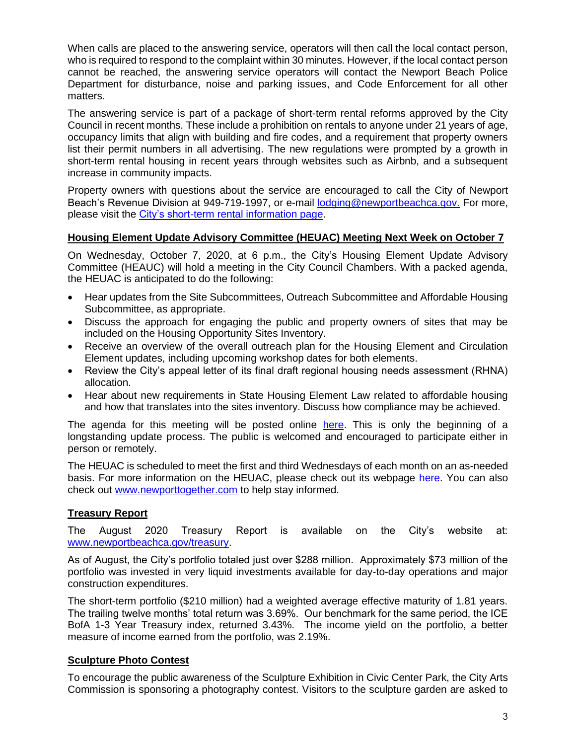When calls are placed to the answering service, operators will then call the local contact person, who is required to respond to the complaint within 30 minutes. However, if the local contact person cannot be reached, the answering service operators will contact the Newport Beach Police Department for disturbance, noise and parking issues, and Code Enforcement for all other matters.

The answering service is part of a package of short-term rental reforms approved by the City Council in recent months. These include a prohibition on rentals to anyone under 21 years of age, occupancy limits that align with building and fire codes, and a requirement that property owners list their permit numbers in all advertising. The new regulations were prompted by a growth in short-term rental housing in recent years through websites such as Airbnb, and a subsequent increase in community impacts.

Property owners with questions about the service are encouraged to call the City of Newport Beach's Revenue Division at 949-719-1997, or e-mail lodging@newportbeachca.gov. For more, please visit the City's short-term rental information page.

## Housing Element Update Advisory Committee (HEUAC) Meeting Next Week on October 7

On Wednesday, October 7, 2020, at 6 p.m., the City's Housing Element Update Advisory Committee (HEAUC) will hold a meeting in the City Council Chambers. With a packed agenda, the HEUAC is anticipated to do the following:

- Hear updates from the Site Subcommittees, Outreach Subcommittee and Affordable Housing Subcommittee, as appropriate.
- Discuss the approach for engaging the public and property owners of sites that may be included on the Housing Opportunity Sites Inventory.
- Receive an overview of the overall outreach plan for the Housing Element and Circulation Element updates, including upcoming workshop dates for both elements.
- Review the City's appeal letter of its final draft regional housing needs assessment (RHNA) allocation.
- Hear about new requirements in State Housing Element Law related to affordable housing and how that translates into the sites inventory. Discuss how compliance may be achieved.

The agenda for this meeting will be posted online here. This is only the beginning of a longstanding update process. The public is welcomed and encouraged to participate either in person or remotely.

The HEUAC is scheduled to meet the first and third Wednesdays of each month on an as-needed basis. For more information on the HEUAC, please check out its webpage here. You can also check out www.newporttogether.com to help stay informed.

## Treasury Report

The August 2020 Treasury Report is available on the City's website at: www.newportbeachca.gov/treasury.

As of August, the City's portfolio totaled just over $288 million. Approximately $73 million of the portfolio was invested in very liquid investments available for day-to-day operations and major construction expenditures.

The short-term portfolio ($210 million) had a weighted average effective maturity of 1.81 years. The trailing twelve months' total return was 3.69%. Our benchmark for the same period, the ICE BofA 1-3 Year Treasury index, returned 3.43%. The income yield on the portfolio, a better measure of income earned from the portfolio, was 2.19%.

## Sculpture Photo Contest

To encourage the public awareness of the Sculpture Exhibition in Civic Center Park, the City Arts Commission is sponsoring a photography contest. Visitors to the sculpture garden are asked to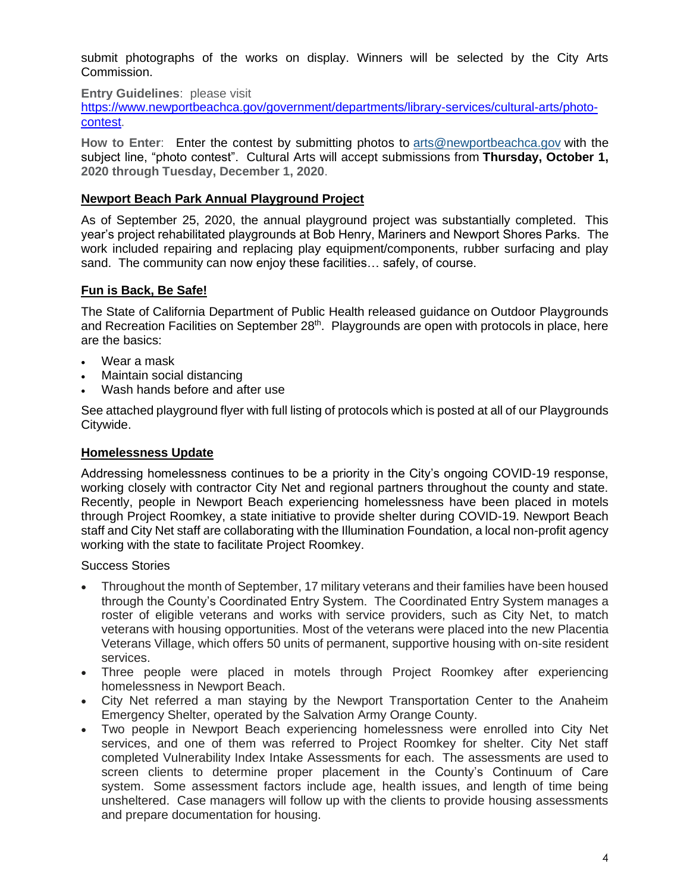submit photographs of the works on display. Winners will be selected by the City Arts Commission.

**Entry Guidelines**: please visit [https://www.newportbeachca.gov/government/departments/library-services/cultural-arts/photo-contest](https://www.newportbeachca.gov/government/departments/library-services/cultural-arts/photo-contest).

**How to Enter**: Enter the contest by submitting photos to [arts@newportbeachca.gov](mailto:arts@newportbeachca.gov) with the subject line, "photo contest". Cultural Arts will accept submissions from **Thursday, October 1, 2020 through Tuesday, December 1, 2020**.

## Newport Beach Park Annual Playground Project

As of September 25, 2020, the annual playground project was substantially completed. This year's project rehabilitated playgrounds at Bob Henry, Mariners and Newport Shores Parks. The work included repairing and replacing play equipment/components, rubber surfacing and play sand. The community can now enjoy these facilities… safely, of course.

## Fun is Back, Be Safe!

The State of California Department of Public Health released guidance on Outdoor Playgrounds and Recreation Facilities on September 28th. Playgrounds are open with protocols in place, here are the basics:

- Wear a mask
- Maintain social distancing
- Wash hands before and after use

See attached playground flyer with full listing of protocols which is posted at all of our Playgrounds Citywide.

## Homelessness Update

Addressing homelessness continues to be a priority in the City's ongoing COVID-19 response, working closely with contractor City Net and regional partners throughout the county and state. Recently, people in Newport Beach experiencing homelessness have been placed in motels through Project Roomkey, a state initiative to provide shelter during COVID-19. Newport Beach staff and City Net staff are collaborating with the Illumination Foundation, a local non-profit agency working with the state to facilitate Project Roomkey.

Success Stories

- Throughout the month of September, 17 military veterans and their families have been housed through the County's Coordinated Entry System. The Coordinated Entry System manages a roster of eligible veterans and works with service providers, such as City Net, to match veterans with housing opportunities. Most of the veterans were placed into the new Placentia Veterans Village, which offers 50 units of permanent, supportive housing with on-site resident services.
- Three people were placed in motels through Project Roomkey after experiencing homelessness in Newport Beach.
- City Net referred a man staying by the Newport Transportation Center to the Anaheim Emergency Shelter, operated by the Salvation Army Orange County.
- Two people in Newport Beach experiencing homelessness were enrolled into City Net services, and one of them was referred to Project Roomkey for shelter. City Net staff completed Vulnerability Index Intake Assessments for each. The assessments are used to screen clients to determine proper placement in the County's Continuum of Care system. Some assessment factors include age, health issues, and length of time being unsheltered. Case managers will follow up with the clients to provide housing assessments and prepare documentation for housing.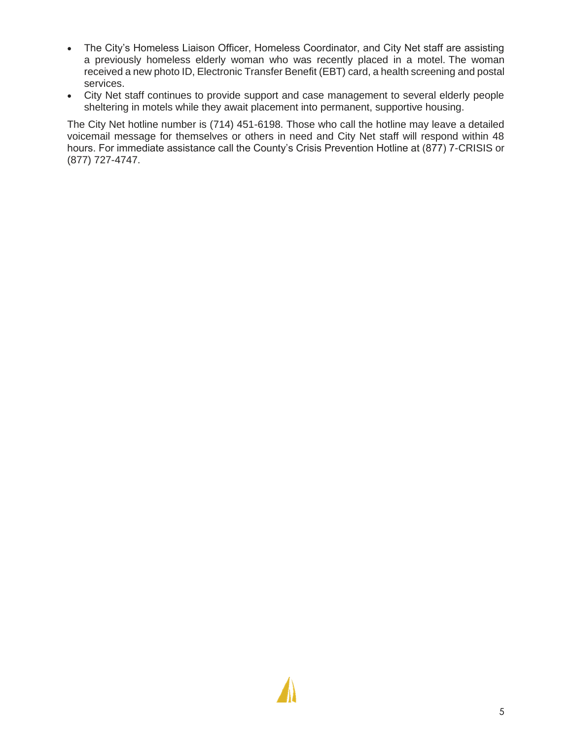- The City's Homeless Liaison Officer, Homeless Coordinator, and City Net staff are assisting a previously homeless elderly woman who was recently placed in a motel. The woman received a new photo ID, Electronic Transfer Benefit (EBT) card, a health screening and postal services.
- City Net staff continues to provide support and case management to several elderly people sheltering in motels while they await placement into permanent, supportive housing.

The City Net hotline number is (714) 451-6198. Those who call the hotline may leave a detailed voicemail message for themselves or others in need and City Net staff will respond within 48 hours. For immediate assistance call the County's Crisis Prevention Hotline at (877) 7-CRISIS or (877) 727-4747.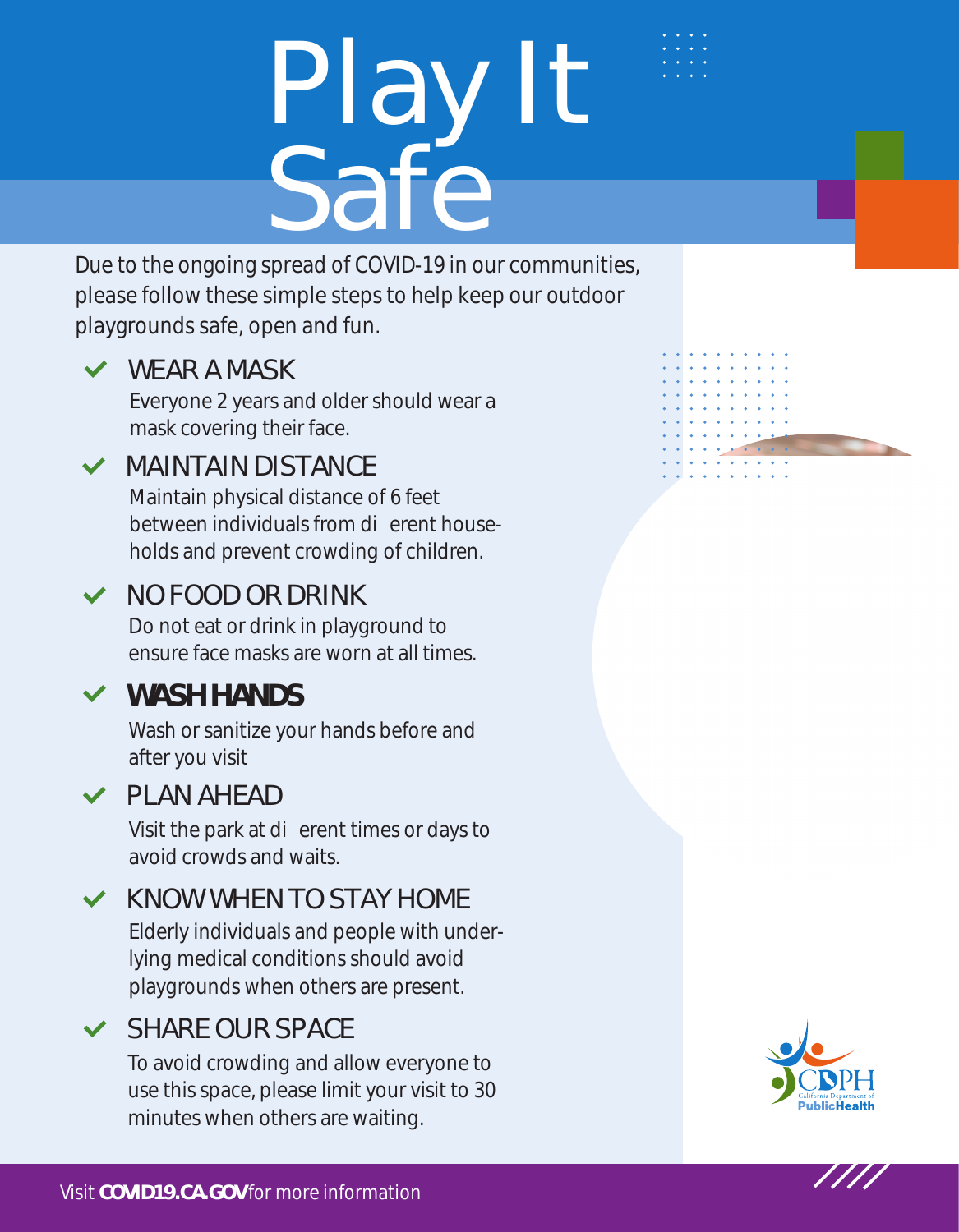# Play It Safe

Due to the ongoing spread of COVID-19 in our communities, please follow these simple steps to help keep our outdoor playgrounds safe, open and fun.

- **WEAR A MASK**
  Everyone 2 years and older should wear a mask covering their face.
- **MAINTAIN DISTANCE**
  Maintain physical distance of 6 feet between individuals from di erent house-holds and prevent crowding of children.
- **NO FOOD OR DRINK**
  Do not eat or drink in playground to ensure face masks are worn at all times.
- **WASH HANDS**
  Wash or sanitize your hands before and after you visit
- **PLAN AHEAD**
  Visit the park at di erent times or days to avoid crowds and waits.
- **KNOW WHEN TO STAY HOME**
  Elderly individuals and people with under-lying medical conditions should avoid playgrounds when others are present.
- **SHARE OUR SPACE**
  To avoid crowding and allow everyone to use this space, please limit your visit to 30 minutes when others are waiting.

CDPH California Department of Public Health

Visit **COVID19.CA.GOV** for more information